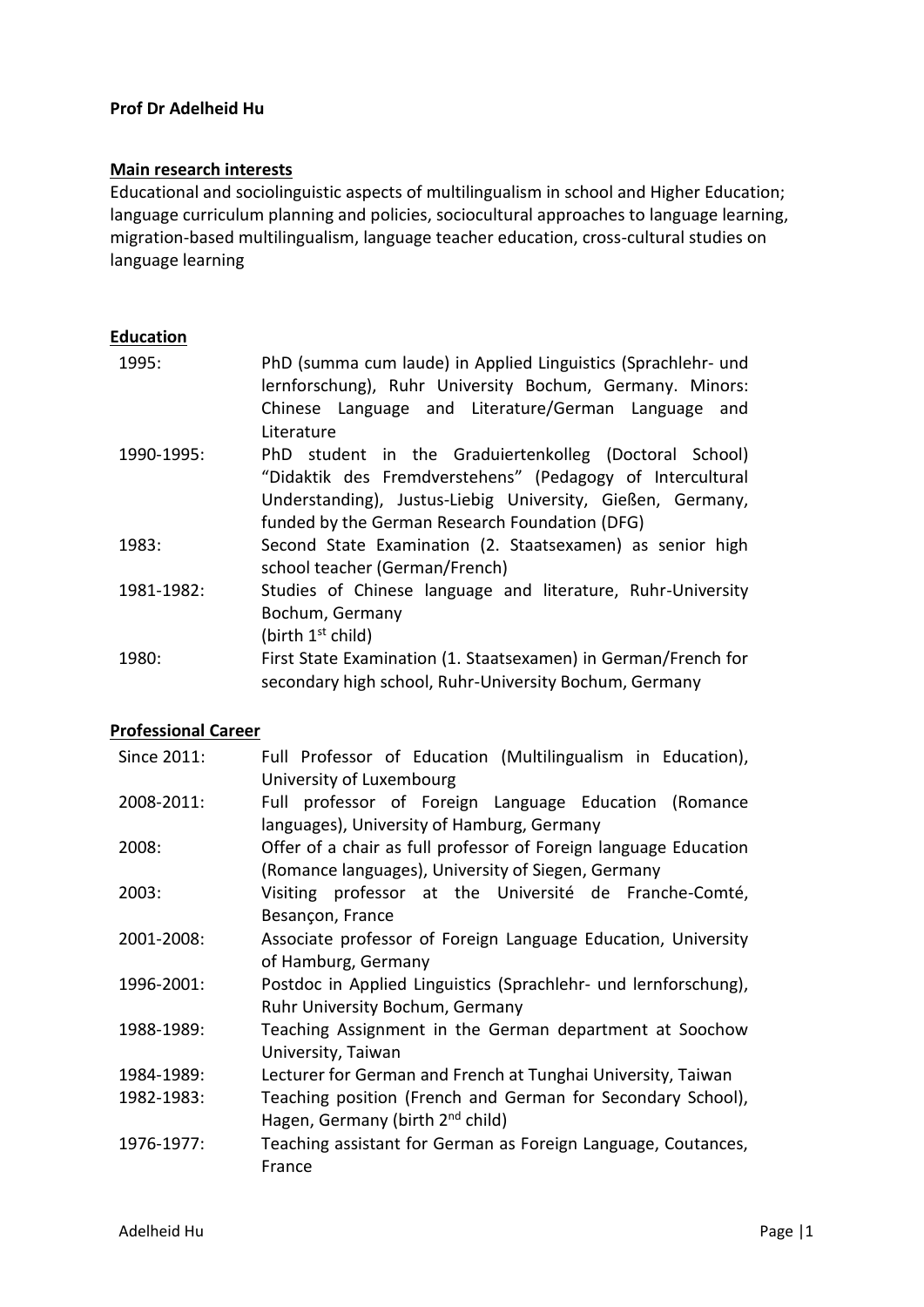**Prof Dr Adelheid Hu**

## Main research interests

Educational and sociolinguistic aspects of multilingualism in school and Higher Education; language curriculum planning and policies, sociocultural approaches to language learning, migration-based multilingualism, language teacher education, cross-cultural studies on language learning

## Education

| | |
|---|---|
| 1995: | PhD (summa cum laude) in Applied Linguistics (Sprachlehr- und lernforschung), Ruhr University Bochum, Germany. Minors: Chinese Language and Literature/German Language and Literature |
| 1990-1995: | PhD student in the Graduiertenkolleg (Doctoral School) "Didaktik des Fremdverstehens" (Pedagogy of Intercultural Understanding), Justus-Liebig University, Gießen, Germany, funded by the German Research Foundation (DFG) |
| 1983: | Second State Examination (2. Staatsexamen) as senior high school teacher (German/French) |
| 1981-1982: | Studies of Chinese language and literature, Ruhr-University Bochum, Germany (birth 1st child) |
| 1980: | First State Examination (1. Staatsexamen) in German/French for secondary high school, Ruhr-University Bochum, Germany |

## Professional Career

| | |
|---|---|
| Since 2011: | Full Professor of Education (Multilingualism in Education), University of Luxembourg |
| 2008-2011: | Full professor of Foreign Language Education (Romance languages), University of Hamburg, Germany |
| 2008: | Offer of a chair as full professor of Foreign language Education (Romance languages), University of Siegen, Germany |
| 2003: | Visiting professor at the Université de Franche-Comté, Besançon, France |
| 2001-2008: | Associate professor of Foreign Language Education, University of Hamburg, Germany |
| 1996-2001: | Postdoc in Applied Linguistics (Sprachlehr- und lernforschung), Ruhr University Bochum, Germany |
| 1988-1989: | Teaching Assignment in the German department at Soochow University, Taiwan |
| 1984-1989: | Lecturer for German and French at Tunghai University, Taiwan |
| 1982-1983: | Teaching position (French and German for Secondary School), Hagen, Germany (birth 2nd child) |
| 1976-1977: | Teaching assistant for German as Foreign Language, Coutances, France |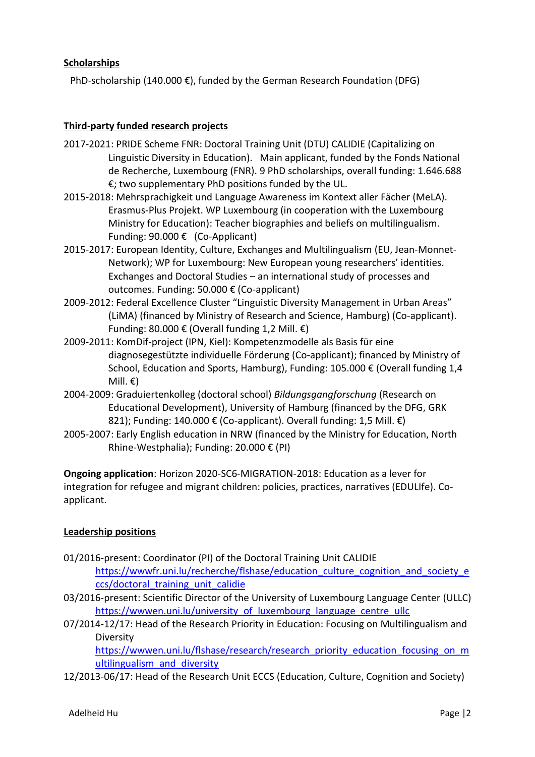**Scholarships**

PhD-scholarship (140.000 €), funded by the German Research Foundation (DFG)

**Third-party funded research projects**

2017-2021: PRIDE Scheme FNR: Doctoral Training Unit (DTU) CALIDIE (Capitalizing on Linguistic Diversity in Education). Main applicant, funded by the Fonds National de Recherche, Luxembourg (FNR). 9 PhD scholarships, overall funding: 1.646.688 €; two supplementary PhD positions funded by the UL.

2015-2018: Mehrsprachigkeit und Language Awareness im Kontext aller Fächer (MeLA). Erasmus-Plus Projekt. WP Luxembourg (in cooperation with the Luxembourg Ministry for Education): Teacher biographies and beliefs on multilingualism. Funding: 90.000 € (Co-Applicant)

2015-2017: European Identity, Culture, Exchanges and Multilingualism (EU, Jean-Monnet-Network); WP for Luxembourg: New European young researchers' identities. Exchanges and Doctoral Studies – an international study of processes and outcomes. Funding: 50.000 € (Co-applicant)

2009-2012: Federal Excellence Cluster "Linguistic Diversity Management in Urban Areas" (LiMA) (financed by Ministry of Research and Science, Hamburg) (Co-applicant). Funding: 80.000 € (Overall funding 1,2 Mill. €)

2009-2011: KomDif-project (IPN, Kiel): Kompetenzmodelle als Basis für eine diagnosegestützte individuelle Förderung (Co-applicant); financed by Ministry of School, Education and Sports, Hamburg), Funding: 105.000 € (Overall funding 1,4 Mill. €)

2004-2009: Graduiertenkolleg (doctoral school) *Bildungsgangforschung* (Research on Educational Development), University of Hamburg (financed by the DFG, GRK 821); Funding: 140.000 € (Co-applicant). Overall funding: 1,5 Mill. €)

2005-2007: Early English education in NRW (financed by the Ministry for Education, North Rhine-Westphalia); Funding: 20.000 € (PI)

**Ongoing application**: Horizon 2020-SC6-MIGRATION-2018: Education as a lever for integration for refugee and migrant children: policies, practices, narratives (EDULIfe). Co-applicant.

**Leadership positions**

01/2016-present: Coordinator (PI) of the Doctoral Training Unit CALIDIE https://wwwfr.uni.lu/recherche/flshase/education_culture_cognition_and_society_eccs/doctoral_training_unit_calidie

03/2016-present: Scientific Director of the University of Luxembourg Language Center (ULLC) https://wwwen.uni.lu/university_of_luxembourg_language_centre_ullc

07/2014-12/17: Head of the Research Priority in Education: Focusing on Multilingualism and Diversity https://wwwen.uni.lu/flshase/research/research_priority_education_focusing_on_multilingualism_and_diversity

12/2013-06/17: Head of the Research Unit ECCS (Education, Culture, Cognition and Society)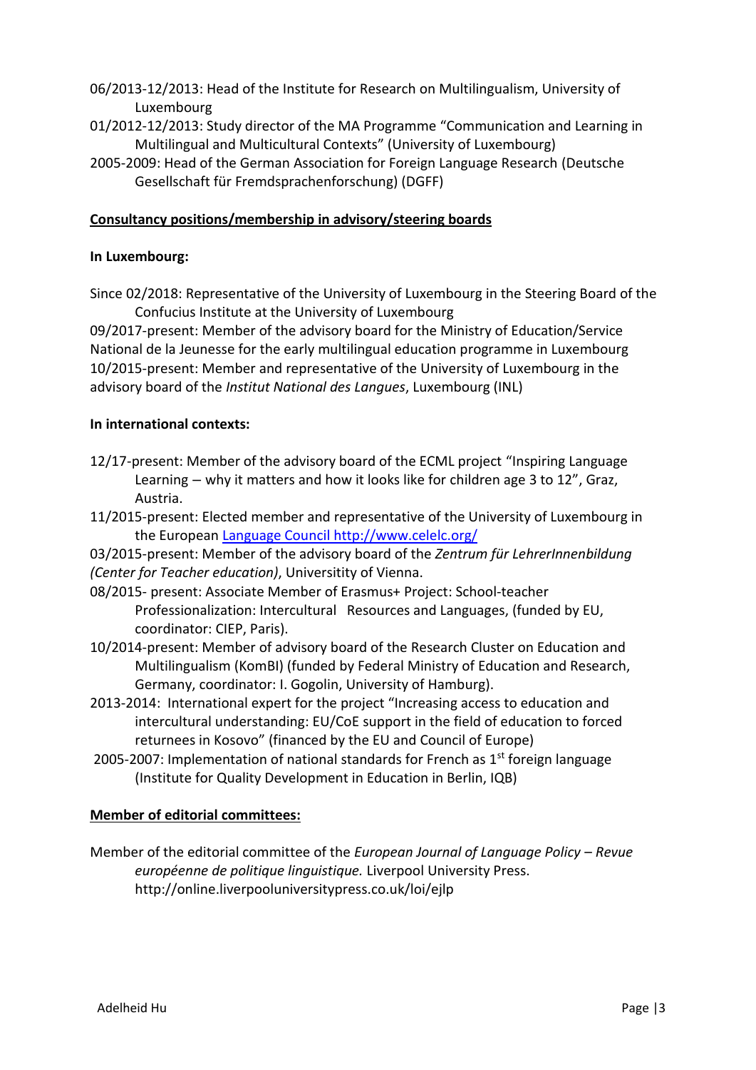06/2013-12/2013: Head of the Institute for Research on Multilingualism, University of Luxembourg

01/2012-12/2013: Study director of the MA Programme "Communication and Learning in Multilingual and Multicultural Contexts" (University of Luxembourg)

2005-2009: Head of the German Association for Foreign Language Research (Deutsche Gesellschaft für Fremdsprachenforschung) (DGFF)

**Consultancy positions/membership in advisory/steering boards**

**In Luxembourg:**

Since 02/2018: Representative of the University of Luxembourg in the Steering Board of the Confucius Institute at the University of Luxembourg

09/2017-present: Member of the advisory board for the Ministry of Education/Service National de la Jeunesse for the early multilingual education programme in Luxembourg

10/2015-present: Member and representative of the University of Luxembourg in the advisory board of the *Institut National des Langues*, Luxembourg (INL)

**In international contexts:**

12/17-present: Member of the advisory board of the ECML project "Inspiring Language Learning – why it matters and how it looks like for children age 3 to 12", Graz, Austria.

11/2015-present: Elected member and representative of the University of Luxembourg in the European Language Council http://www.celelc.org/

03/2015-present: Member of the advisory board of the *Zentrum für LehrerInnenbildung (Center for Teacher education)*, Universitity of Vienna.

08/2015- present: Associate Member of Erasmus+ Project: School-teacher Professionalization: Intercultural Resources and Languages, (funded by EU, coordinator: CIEP, Paris).

10/2014-present: Member of advisory board of the Research Cluster on Education and Multilingualism (KomBI) (funded by Federal Ministry of Education and Research, Germany, coordinator: I. Gogolin, University of Hamburg).

2013-2014: International expert for the project "Increasing access to education and intercultural understanding: EU/CoE support in the field of education to forced returnees in Kosovo" (financed by the EU and Council of Europe)

2005-2007: Implementation of national standards for French as 1st foreign language (Institute for Quality Development in Education in Berlin, IQB)

**Member of editorial committees:**

Member of the editorial committee of the *European Journal of Language Policy – Revue européenne de politique linguistique.* Liverpool University Press. http://online.liverpooluniversitypress.co.uk/loi/ejlp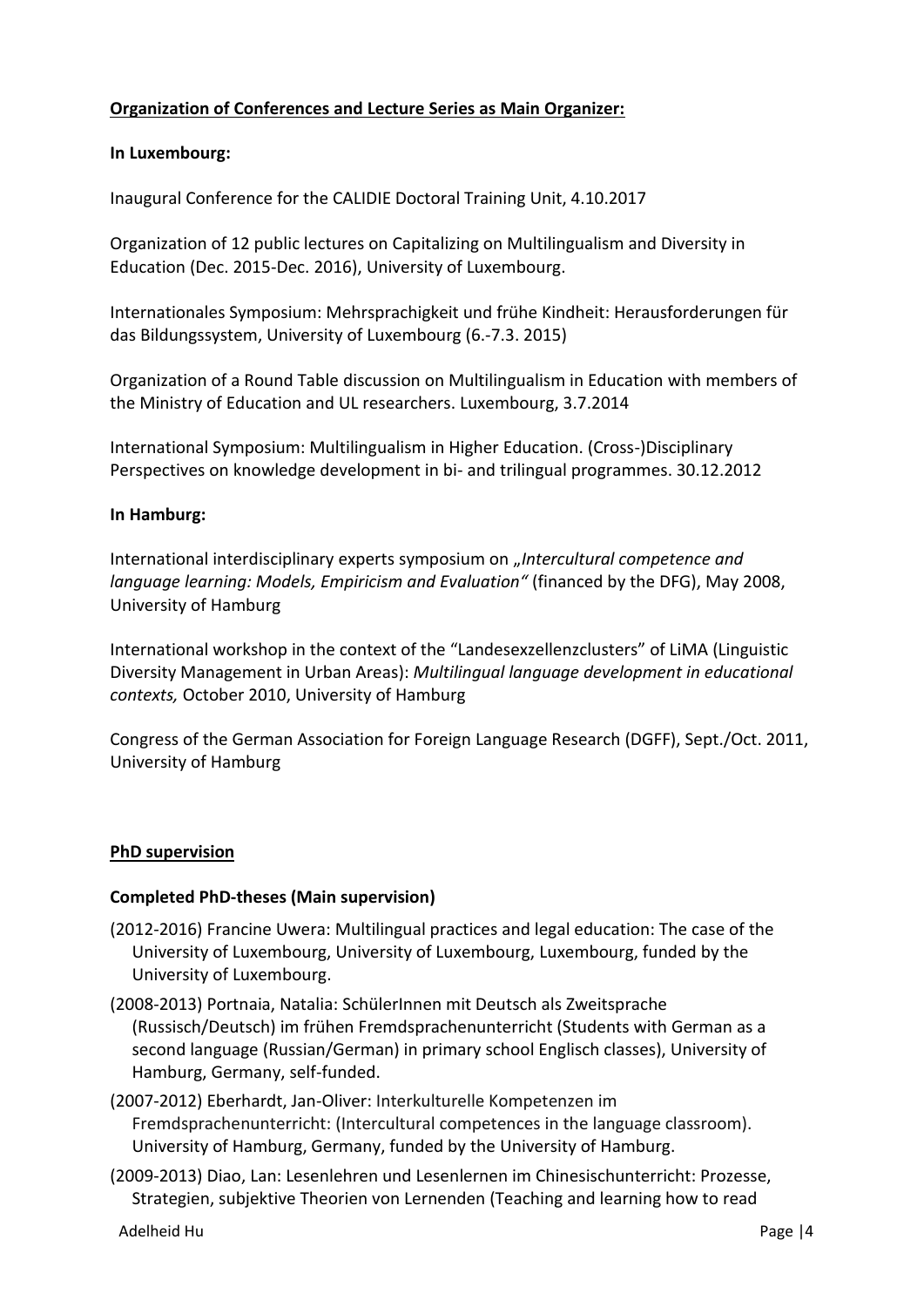**Organization of Conferences and Lecture Series as Main Organizer:**

**In Luxembourg:**

Inaugural Conference for the CALIDIE Doctoral Training Unit, 4.10.2017

Organization of 12 public lectures on Capitalizing on Multilingualism and Diversity in Education (Dec. 2015-Dec. 2016), University of Luxembourg.

Internationales Symposium: Mehrsprachigkeit und frühe Kindheit: Herausforderungen für das Bildungssystem, University of Luxembourg (6.-7.3. 2015)

Organization of a Round Table discussion on Multilingualism in Education with members of the Ministry of Education and UL researchers. Luxembourg, 3.7.2014

International Symposium: Multilingualism in Higher Education. (Cross-)Disciplinary Perspectives on knowledge development in bi- and trilingual programmes. 30.12.2012

**In Hamburg:**

International interdisciplinary experts symposium on „*Intercultural competence and language learning: Models, Empiricism and Evaluation"* (financed by the DFG), May 2008, University of Hamburg

International workshop in the context of the "Landesexzellenzclusters" of LiMA (Linguistic Diversity Management in Urban Areas): *Multilingual language development in educational contexts,* October 2010, University of Hamburg

Congress of the German Association for Foreign Language Research (DGFF), Sept./Oct. 2011, University of Hamburg

## PhD supervision

**Completed PhD-theses (Main supervision)**

(2012-2016) Francine Uwera: Multilingual practices and legal education: The case of the University of Luxembourg, University of Luxembourg, Luxembourg, funded by the University of Luxembourg.

(2008-2013) Portnaia, Natalia: SchülerInnen mit Deutsch als Zweitsprache (Russisch/Deutsch) im frühen Fremdsprachenunterricht (Students with German as a second language (Russian/German) in primary school Englisch classes), University of Hamburg, Germany, self-funded.

(2007-2012) Eberhardt, Jan-Oliver: Interkulturelle Kompetenzen im Fremdsprachenunterricht: (Intercultural competences in the language classroom). University of Hamburg, Germany, funded by the University of Hamburg.

(2009-2013) Diao, Lan: Lesenlehren und Lesenlernen im Chinesischunterricht: Prozesse, Strategien, subjektive Theorien von Lernenden (Teaching and learning how to read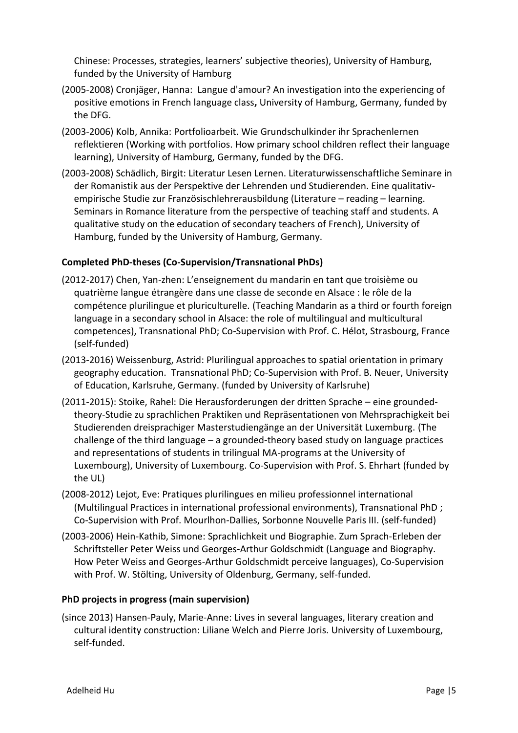Chinese: Processes, strategies, learners' subjective theories), University of Hamburg, funded by the University of Hamburg

(2005-2008) Cronjäger, Hanna: Langue d'amour? An investigation into the experiencing of positive emotions in French language class**,** University of Hamburg, Germany, funded by the DFG.

(2003-2006) Kolb, Annika: Portfolioarbeit. Wie Grundschulkinder ihr Sprachenlernen reflektieren (Working with portfolios. How primary school children reflect their language learning), University of Hamburg, Germany, funded by the DFG.

(2003-2008) Schädlich, Birgit: Literatur Lesen Lernen. Literaturwissenschaftliche Seminare in der Romanistik aus der Perspektive der Lehrenden und Studierenden. Eine qualitativ-empirische Studie zur Französischlehrerausbildung (Literature – reading – learning. Seminars in Romance literature from the perspective of teaching staff and students. A qualitative study on the education of secondary teachers of French), University of Hamburg, funded by the University of Hamburg, Germany.

**Completed PhD-theses (Co-Supervision/Transnational PhDs)**

(2012-2017) Chen, Yan-zhen: L'enseignement du mandarin en tant que troisième ou quatrième langue étrangère dans une classe de seconde en Alsace : le rôle de la compétence plurilingue et pluriculturelle. (Teaching Mandarin as a third or fourth foreign language in a secondary school in Alsace: the role of multilingual and multicultural competences), Transnational PhD; Co-Supervision with Prof. C. Hélot, Strasbourg, France (self-funded)

(2013-2016) Weissenburg, Astrid: Plurilingual approaches to spatial orientation in primary geography education. Transnational PhD; Co-Supervision with Prof. B. Neuer, University of Education, Karlsruhe, Germany. (funded by University of Karlsruhe)

(2011-2015): Stoike, Rahel: Die Herausforderungen der dritten Sprache – eine grounded-theory-Studie zu sprachlichen Praktiken und Repräsentationen von Mehrsprachigkeit bei Studierenden dreisprachiger Masterstudiengänge an der Universität Luxemburg. (The challenge of the third language – a grounded-theory based study on language practices and representations of students in trilingual MA-programs at the University of Luxembourg), University of Luxembourg. Co-Supervision with Prof. S. Ehrhart (funded by the UL)

(2008-2012) Lejot, Eve: Pratiques plurilingues en milieu professionnel international (Multilingual Practices in international professional environments), Transnational PhD ; Co-Supervision with Prof. Mourlhon-Dallies, Sorbonne Nouvelle Paris III. (self-funded)

(2003-2006) Hein-Kathib, Simone: Sprachlichkeit und Biographie. Zum Sprach-Erleben der Schriftsteller Peter Weiss und Georges-Arthur Goldschmidt (Language and Biography. How Peter Weiss and Georges-Arthur Goldschmidt perceive languages), Co-Supervision with Prof. W. Stölting, University of Oldenburg, Germany, self-funded.

**PhD projects in progress (main supervision)**

(since 2013) Hansen-Pauly, Marie-Anne: Lives in several languages, literary creation and cultural identity construction: Liliane Welch and Pierre Joris. University of Luxembourg, self-funded.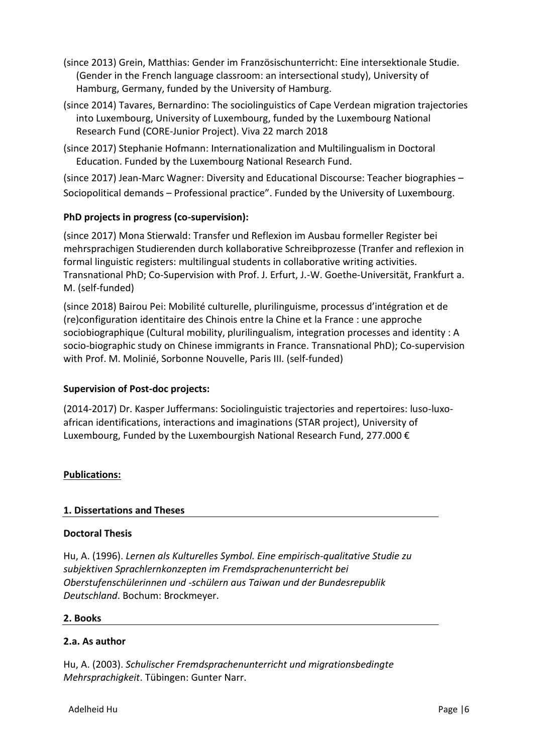(since 2013) Grein, Matthias: Gender im Französischunterricht: Eine intersektionale Studie. (Gender in the French language classroom: an intersectional study), University of Hamburg, Germany, funded by the University of Hamburg.

(since 2014) Tavares, Bernardino: The sociolinguistics of Cape Verdean migration trajectories into Luxembourg, University of Luxembourg, funded by the Luxembourg National Research Fund (CORE-Junior Project). Viva 22 march 2018

(since 2017) Stephanie Hofmann: Internationalization and Multilingualism in Doctoral Education. Funded by the Luxembourg National Research Fund.

(since 2017) Jean-Marc Wagner: Diversity and Educational Discourse: Teacher biographies – Sociopolitical demands – Professional practice". Funded by the University of Luxembourg.

**PhD projects in progress (co-supervision):**

(since 2017) Mona Stierwald: Transfer und Reflexion im Ausbau formeller Register bei mehrsprachigen Studierenden durch kollaborative Schreibprozesse (Tranfer and reflexion in formal linguistic registers: multilingual students in collaborative writing activities. Transnational PhD; Co-Supervision with Prof. J. Erfurt, J.-W. Goethe-Universität, Frankfurt a. M. (self-funded)

(since 2018) Bairou Pei: Mobilité culturelle, plurilinguisme, processus d'intégration et de (re)configuration identitaire des Chinois entre la Chine et la France : une approche sociobiographique (Cultural mobility, plurilingualism, integration processes and identity : A socio-biographic study on Chinese immigrants in France. Transnational PhD); Co-supervision with Prof. M. Molinié, Sorbonne Nouvelle, Paris III. (self-funded)

**Supervision of Post-doc projects:**

(2014-2017) Dr. Kasper Juffermans: Sociolinguistic trajectories and repertoires: luso-luxo-african identifications, interactions and imaginations (STAR project), University of Luxembourg, Funded by the Luxembourgish National Research Fund, 277.000 €

## Publications:

### 1. Dissertations and Theses

**Doctoral Thesis**

Hu, A. (1996). *Lernen als Kulturelles Symbol. Eine empirisch-qualitative Studie zu subjektiven Sprachlernkonzepten im Fremdsprachenunterricht bei Oberstufenschülerinnen und -schülern aus Taiwan und der Bundesrepublik Deutschland*. Bochum: Brockmeyer.

### 2. Books

**2.a. As author**

Hu, A. (2003). *Schulischer Fremdsprachenunterricht und migrationsbedingte Mehrsprachigkeit*. Tübingen: Gunter Narr.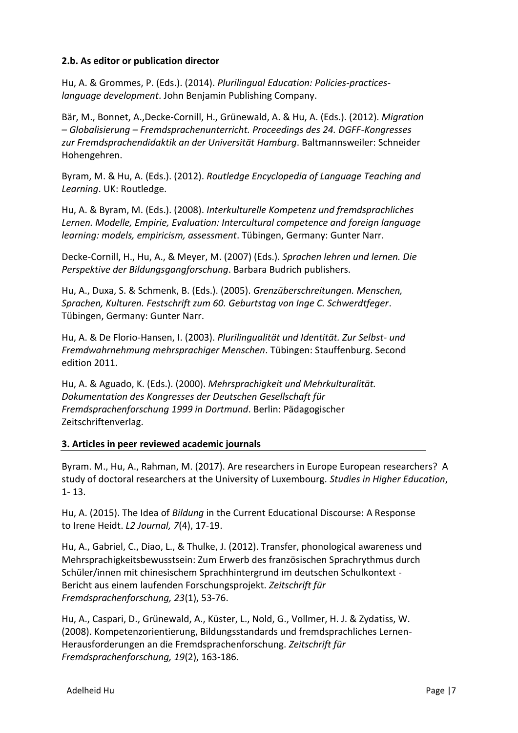**2.b. As editor or publication director**

Hu, A. & Grommes, P. (Eds.). (2014). *Plurilingual Education: Policies-practices-language development*. John Benjamin Publishing Company.

Bär, M., Bonnet, A.,Decke-Cornill, H., Grünewald, A. & Hu, A. (Eds.). (2012). *Migration – Globalisierung – Fremdsprachenunterricht. Proceedings des 24. DGFF-Kongresses zur Fremdsprachendidaktik an der Universität Hamburg*. Baltmannsweiler: Schneider Hohengehren.

Byram, M. & Hu, A. (Eds.). (2012). *Routledge Encyclopedia of Language Teaching and Learning*. UK: Routledge.

Hu, A. & Byram, M. (Eds.). (2008). *Interkulturelle Kompetenz und fremdsprachliches Lernen. Modelle, Empirie, Evaluation: Intercultural competence and foreign language learning: models, empiricism, assessment*. Tübingen, Germany: Gunter Narr.

Decke-Cornill, H., Hu, A., & Meyer, M. (2007) (Eds.). *Sprachen lehren und lernen. Die Perspektive der Bildungsgangforschung*. Barbara Budrich publishers.

Hu, A., Duxa, S. & Schmenk, B. (Eds.). (2005). *Grenzüberschreitungen. Menschen, Sprachen, Kulturen. Festschrift zum 60. Geburtstag von Inge C. Schwerdtfeger*. Tübingen, Germany: Gunter Narr.

Hu, A. & De Florio-Hansen, I. (2003). *Plurilingualität und Identität. Zur Selbst- und Fremdwahrnehmung mehrsprachiger Menschen*. Tübingen: Stauffenburg. Second edition 2011.

Hu, A. & Aguado, K. (Eds.). (2000). *Mehrsprachigkeit und Mehrkulturalität. Dokumentation des Kongresses der Deutschen Gesellschaft für Fremdsprachenforschung 1999 in Dortmund*. Berlin: Pädagogischer Zeitschriftenverlag.

**3. Articles in peer reviewed academic journals**

Byram. M., Hu, A., Rahman, M. (2017). Are researchers in Europe European researchers? A study of doctoral researchers at the University of Luxembourg. *Studies in Higher Education*, 1- 13.

Hu, A. (2015). The Idea of *Bildung* in the Current Educational Discourse: A Response to Irene Heidt. *L2 Journal, 7*(4), 17-19.

Hu, A., Gabriel, C., Diao, L., & Thulke, J. (2012). Transfer, phonological awareness und Mehrsprachigkeitsbewusstsein: Zum Erwerb des französischen Sprachrythmus durch Schüler/innen mit chinesischem Sprachhintergrund im deutschen Schulkontext - Bericht aus einem laufenden Forschungsprojekt. *Zeitschrift für Fremdsprachenforschung, 23*(1), 53-76.

Hu, A., Caspari, D., Grünewald, A., Küster, L., Nold, G., Vollmer, H. J. & Zydatiss, W. (2008). Kompetenzorientierung, Bildungsstandards und fremdsprachliches Lernen-Herausforderungen an die Fremdsprachenforschung. *Zeitschrift für Fremdsprachenforschung, 19*(2), 163-186.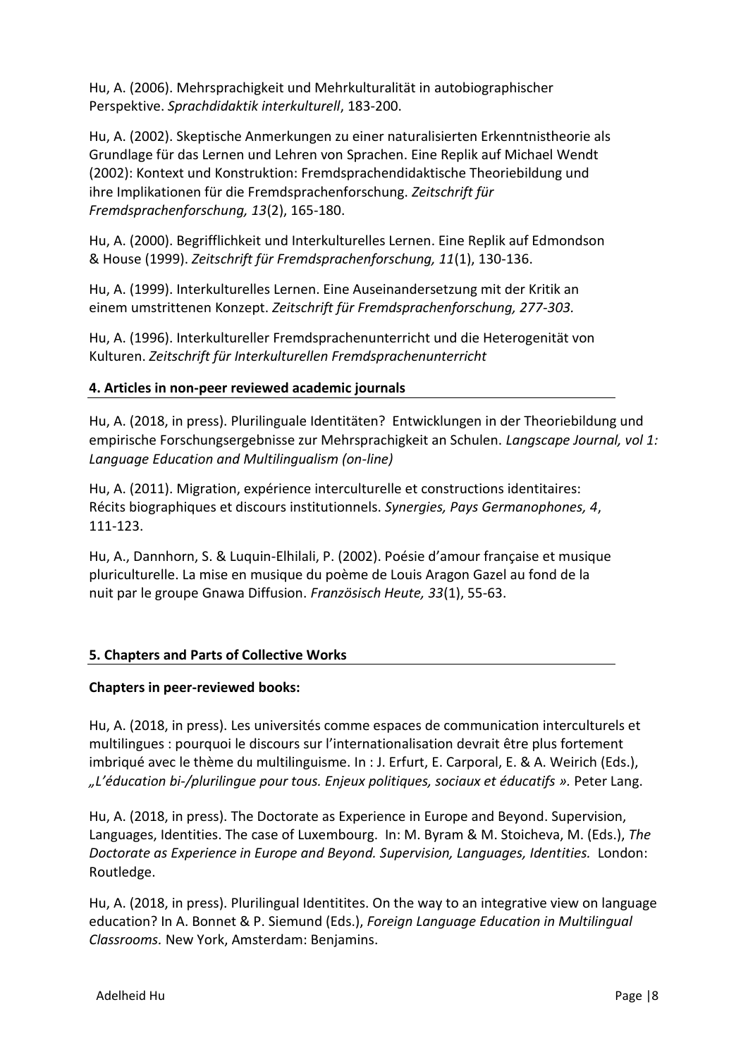Hu, A. (2006). Mehrsprachigkeit und Mehrkulturalität in autobiographischer Perspektive. *Sprachdidaktik interkulturell*, 183-200.

Hu, A. (2002). Skeptische Anmerkungen zu einer naturalisierten Erkenntnistheorie als Grundlage für das Lernen und Lehren von Sprachen. Eine Replik auf Michael Wendt (2002): Kontext und Konstruktion: Fremdsprachendidaktische Theoriebildung und ihre Implikationen für die Fremdsprachenforschung. *Zeitschrift für Fremdsprachenforschung, 13*(2), 165-180.

Hu, A. (2000). Begrifflichkeit und Interkulturelles Lernen. Eine Replik auf Edmondson & House (1999). *Zeitschrift für Fremdsprachenforschung, 11*(1), 130-136.

Hu, A. (1999). Interkulturelles Lernen. Eine Auseinandersetzung mit der Kritik an einem umstrittenen Konzept. *Zeitschrift für Fremdsprachenforschung, 277-303.*

Hu, A. (1996). Interkultureller Fremdsprachenunterricht und die Heterogenität von Kulturen. *Zeitschrift für Interkulturellen Fremdsprachenunterricht*

## 4. Articles in non-peer reviewed academic journals

Hu, A. (2018, in press). Plurilinguale Identitäten? Entwicklungen in der Theoriebildung und empirische Forschungsergebnisse zur Mehrsprachigkeit an Schulen. *Langscape Journal, vol 1: Language Education and Multilingualism (on-line)*

Hu, A. (2011). Migration, expérience interculturelle et constructions identitaires: Récits biographiques et discours institutionnels. *Synergies, Pays Germanophones, 4*, 111-123.

Hu, A., Dannhorn, S. & Luquin-Elhilali, P. (2002). Poésie d'amour française et musique pluriculturelle. La mise en musique du poème de Louis Aragon Gazel au fond de la nuit par le groupe Gnawa Diffusion. *Französisch Heute, 33*(1), 55-63.

## 5. Chapters and Parts of Collective Works

**Chapters in peer-reviewed books:**

Hu, A. (2018, in press). Les universités comme espaces de communication interculturels et multilingues : pourquoi le discours sur l'internationalisation devrait être plus fortement imbriqué avec le thème du multilinguisme. In : J. Erfurt, E. Carporal, E. & A. Weirich (Eds.), *„L'éducation bi-/plurilingue pour tous. Enjeux politiques, sociaux et éducatifs ».* Peter Lang.

Hu, A. (2018, in press). The Doctorate as Experience in Europe and Beyond. Supervision, Languages, Identities. The case of Luxembourg. In: M. Byram & M. Stoicheva, M. (Eds.), *The Doctorate as Experience in Europe and Beyond. Supervision, Languages, Identities.* London: Routledge.

Hu, A. (2018, in press). Plurilingual Identitites. On the way to an integrative view on language education? In A. Bonnet & P. Siemund (Eds.), *Foreign Language Education in Multilingual Classrooms.* New York, Amsterdam: Benjamins.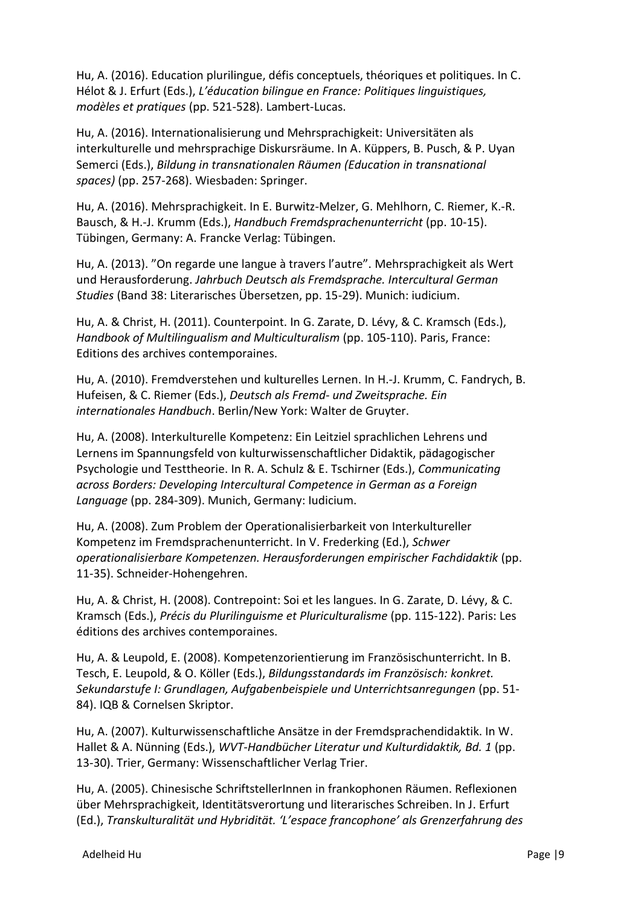Hu, A. (2016). Education plurilingue, défis conceptuels, théoriques et politiques. In C. Hélot & J. Erfurt (Eds.), *L'éducation bilingue en France: Politiques linguistiques, modèles et pratiques* (pp. 521-528). Lambert-Lucas.

Hu, A. (2016). Internationalisierung und Mehrsprachigkeit: Universitäten als interkulturelle und mehrsprachige Diskursräume. In A. Küppers, B. Pusch, & P. Uyan Semerci (Eds.), *Bildung in transnationalen Räumen (Education in transnational spaces)* (pp. 257-268). Wiesbaden: Springer.

Hu, A. (2016). Mehrsprachigkeit. In E. Burwitz-Melzer, G. Mehlhorn, C. Riemer, K.-R. Bausch, & H.-J. Krumm (Eds.), *Handbuch Fremdsprachenunterricht* (pp. 10-15). Tübingen, Germany: A. Francke Verlag: Tübingen.

Hu, A. (2013). "On regarde une langue à travers l'autre". Mehrsprachigkeit als Wert und Herausforderung. *Jahrbuch Deutsch als Fremdsprache. Intercultural German Studies* (Band 38: Literarisches Übersetzen, pp. 15-29). Munich: iudicium.

Hu, A. & Christ, H. (2011). Counterpoint. In G. Zarate, D. Lévy, & C. Kramsch (Eds.), *Handbook of Multilingualism and Multiculturalism* (pp. 105-110). Paris, France: Editions des archives contemporaines.

Hu, A. (2010). Fremdverstehen und kulturelles Lernen. In H.-J. Krumm, C. Fandrych, B. Hufeisen, & C. Riemer (Eds.), *Deutsch als Fremd- und Zweitsprache. Ein internationales Handbuch*. Berlin/New York: Walter de Gruyter.

Hu, A. (2008). Interkulturelle Kompetenz: Ein Leitziel sprachlichen Lehrens und Lernens im Spannungsfeld von kulturwissenschaftlicher Didaktik, pädagogischer Psychologie und Testtheorie. In R. A. Schulz & E. Tschirner (Eds.), *Communicating across Borders: Developing Intercultural Competence in German as a Foreign Language* (pp. 284-309). Munich, Germany: Iudicium.

Hu, A. (2008). Zum Problem der Operationalisierbarkeit von Interkultureller Kompetenz im Fremdsprachenunterricht. In V. Frederking (Ed.), *Schwer operationalisierbare Kompetenzen. Herausforderungen empirischer Fachdidaktik* (pp. 11-35). Schneider-Hohengehren.

Hu, A. & Christ, H. (2008). Contrepoint: Soi et les langues. In G. Zarate, D. Lévy, & C. Kramsch (Eds.), *Précis du Plurilinguisme et Pluriculturalisme* (pp. 115-122). Paris: Les éditions des archives contemporaines.

Hu, A. & Leupold, E. (2008). Kompetenzorientierung im Französischunterricht. In B. Tesch, E. Leupold, & O. Köller (Eds.), *Bildungsstandards im Französisch: konkret. Sekundarstufe I: Grundlagen, Aufgabenbeispiele und Unterrichtsanregungen* (pp. 51-84). IQB & Cornelsen Skriptor.

Hu, A. (2007). Kulturwissenschaftliche Ansätze in der Fremdsprachendidaktik. In W. Hallet & A. Nünning (Eds.), *WVT-Handbücher Literatur und Kulturdidaktik, Bd. 1* (pp. 13-30). Trier, Germany: Wissenschaftlicher Verlag Trier.

Hu, A. (2005). Chinesische SchriftstellerInnen in frankophonen Räumen. Reflexionen über Mehrsprachigkeit, Identitätsverortung und literarisches Schreiben. In J. Erfurt (Ed.), *Transkulturalität und Hybridität. 'L'espace francophone' als Grenzerfahrung des*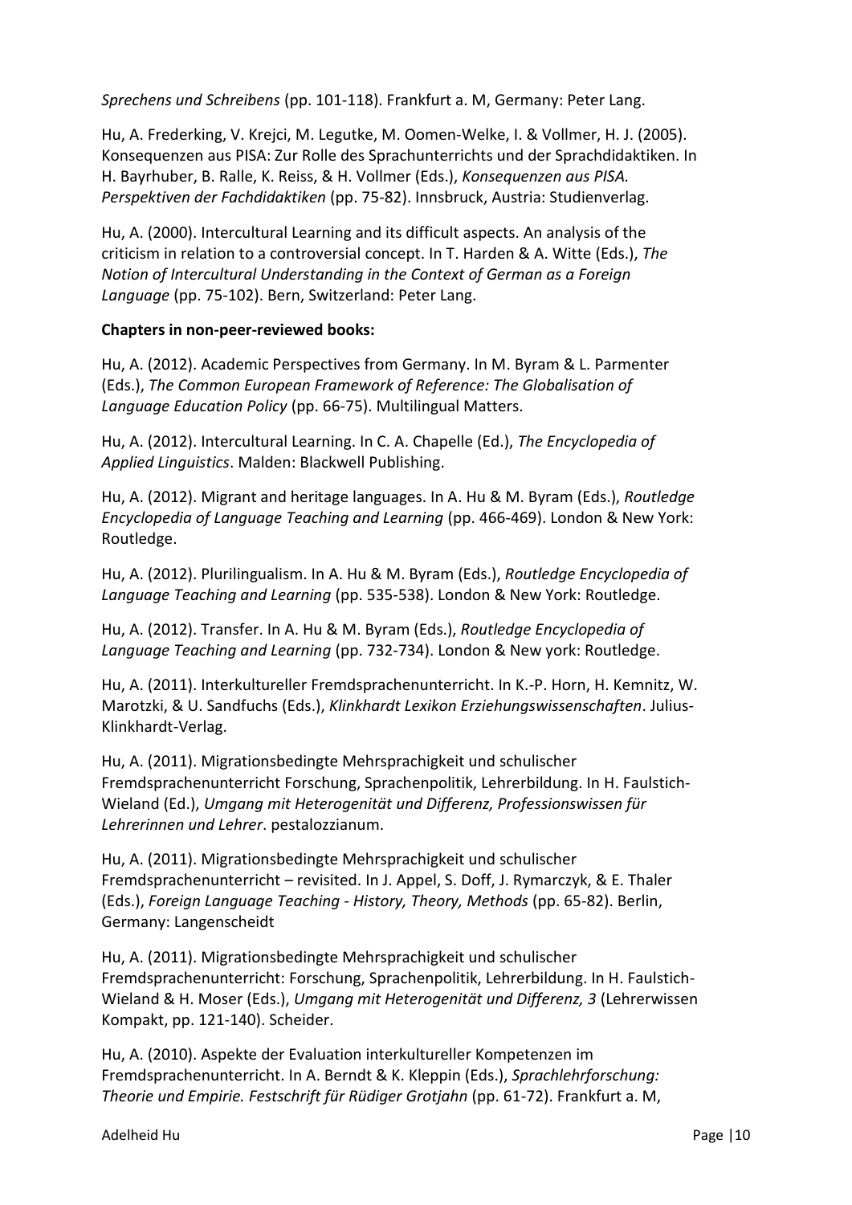*Sprechens und Schreibens* (pp. 101-118). Frankfurt a. M, Germany: Peter Lang.

Hu, A. Frederking, V. Krejci, M. Legutke, M. Oomen-Welke, I. & Vollmer, H. J. (2005). Konsequenzen aus PISA: Zur Rolle des Sprachunterrichts und der Sprachdidaktiken. In H. Bayrhuber, B. Ralle, K. Reiss, & H. Vollmer (Eds.), *Konsequenzen aus PISA. Perspektiven der Fachdidaktiken* (pp. 75-82). Innsbruck, Austria: Studienverlag.

Hu, A. (2000). Intercultural Learning and its difficult aspects. An analysis of the criticism in relation to a controversial concept. In T. Harden & A. Witte (Eds.), *The Notion of Intercultural Understanding in the Context of German as a Foreign Language* (pp. 75-102). Bern, Switzerland: Peter Lang.

**Chapters in non-peer-reviewed books:**

Hu, A. (2012). Academic Perspectives from Germany. In M. Byram & L. Parmenter (Eds.), *The Common European Framework of Reference: The Globalisation of Language Education Policy* (pp. 66-75). Multilingual Matters.

Hu, A. (2012). Intercultural Learning. In C. A. Chapelle (Ed.), *The Encyclopedia of Applied Linguistics*. Malden: Blackwell Publishing.

Hu, A. (2012). Migrant and heritage languages. In A. Hu & M. Byram (Eds.), *Routledge Encyclopedia of Language Teaching and Learning* (pp. 466-469). London & New York: Routledge.

Hu, A. (2012). Plurilingualism. In A. Hu & M. Byram (Eds.), *Routledge Encyclopedia of Language Teaching and Learning* (pp. 535-538). London & New York: Routledge.

Hu, A. (2012). Transfer. In A. Hu & M. Byram (Eds.), *Routledge Encyclopedia of Language Teaching and Learning* (pp. 732-734). London & New york: Routledge.

Hu, A. (2011). Interkultureller Fremdsprachenunterricht. In K.-P. Horn, H. Kemnitz, W. Marotzki, & U. Sandfuchs (Eds.), *Klinkhardt Lexikon Erziehungswissenschaften*. Julius-Klinkhardt-Verlag.

Hu, A. (2011). Migrationsbedingte Mehrsprachigkeit und schulischer Fremdsprachenunterricht Forschung, Sprachenpolitik, Lehrerbildung. In H. Faulstich-Wieland (Ed.), *Umgang mit Heterogenität und Differenz, Professionswissen für Lehrerinnen und Lehrer*. pestalozzianum.

Hu, A. (2011). Migrationsbedingte Mehrsprachigkeit und schulischer Fremdsprachenunterricht – revisited. In J. Appel, S. Doff, J. Rymarczyk, & E. Thaler (Eds.), *Foreign Language Teaching - History, Theory, Methods* (pp. 65-82). Berlin, Germany: Langenscheidt

Hu, A. (2011). Migrationsbedingte Mehrsprachigkeit und schulischer Fremdsprachenunterricht: Forschung, Sprachenpolitik, Lehrerbildung. In H. Faulstich-Wieland & H. Moser (Eds.), *Umgang mit Heterogenität und Differenz, 3* (Lehrerwissen Kompakt, pp. 121-140). Scheider.

Hu, A. (2010). Aspekte der Evaluation interkultureller Kompetenzen im Fremdsprachenunterricht. In A. Berndt & K. Kleppin (Eds.), *Sprachlehrforschung: Theorie und Empirie. Festschrift für Rüdiger Grotjahn* (pp. 61-72). Frankfurt a. M,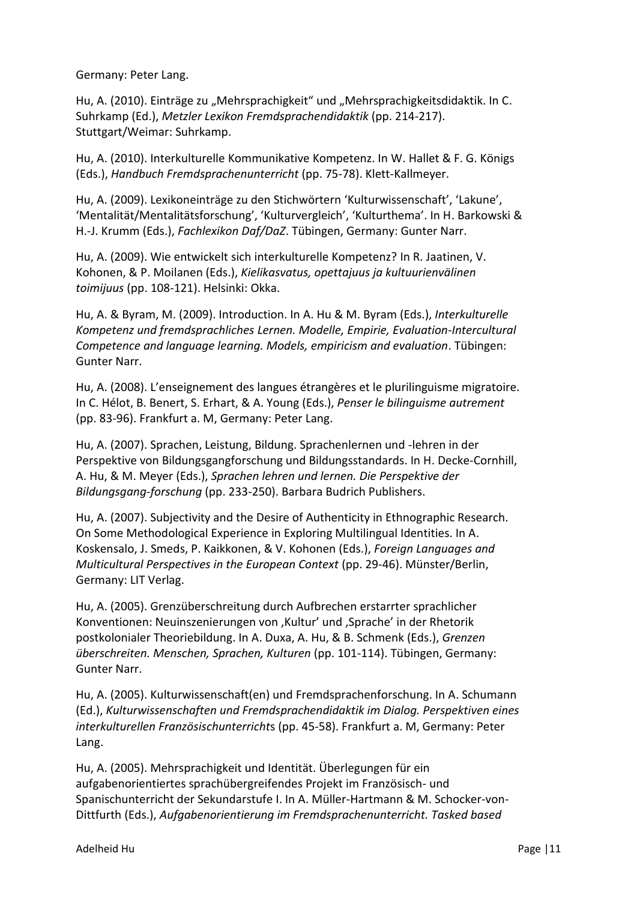Germany: Peter Lang.

Hu, A. (2010). Einträge zu „Mehrsprachigkeit“ und „Mehrsprachigkeitsdidaktik. In C. Suhrkamp (Ed.), *Metzler Lexikon Fremdsprachendidaktik* (pp. 214-217). Stuttgart/Weimar: Suhrkamp.

Hu, A. (2010). Interkulturelle Kommunikative Kompetenz. In W. Hallet & F. G. Königs (Eds.), *Handbuch Fremdsprachenunterricht* (pp. 75-78). Klett-Kallmeyer.

Hu, A. (2009). Lexikoneinträge zu den Stichwörtern ‘Kulturwissenschaft’, ‘Lakune’, ‘Mentalität/Mentalitätsforschung’, ‘Kulturvergleich’, ‘Kulturthema’. In H. Barkowski & H.-J. Krumm (Eds.), *Fachlexikon Daf/DaZ*. Tübingen, Germany: Gunter Narr.

Hu, A. (2009). Wie entwickelt sich interkulturelle Kompetenz? In R. Jaatinen, V. Kohonen, & P. Moilanen (Eds.), *Kielikasvatus, opettajuus ja kultuurienvälinen toimijuus* (pp. 108-121). Helsinki: Okka.

Hu, A. & Byram, M. (2009). Introduction. In A. Hu & M. Byram (Eds.), *Interkulturelle Kompetenz und fremdsprachliches Lernen. Modelle, Empirie, Evaluation-Intercultural Competence and language learning. Models, empiricism and evaluation*. Tübingen: Gunter Narr.

Hu, A. (2008). L’enseignement des langues étrangères et le plurilinguisme migratoire. In C. Hélot, B. Benert, S. Erhart, & A. Young (Eds.), *Penser le bilinguisme autrement* (pp. 83-96). Frankfurt a. M, Germany: Peter Lang.

Hu, A. (2007). Sprachen, Leistung, Bildung. Sprachenlernen und -lehren in der Perspektive von Bildungsgangforschung und Bildungsstandards. In H. Decke-Cornhill, A. Hu, & M. Meyer (Eds.), *Sprachen lehren und lernen. Die Perspektive der Bildungsgang-forschung* (pp. 233-250). Barbara Budrich Publishers.

Hu, A. (2007). Subjectivity and the Desire of Authenticity in Ethnographic Research. On Some Methodological Experience in Exploring Multilingual Identities. In A. Koskensalo, J. Smeds, P. Kaikkonen, & V. Kohonen (Eds.), *Foreign Languages and Multicultural Perspectives in the European Context* (pp. 29-46). Münster/Berlin, Germany: LIT Verlag.

Hu, A. (2005). Grenzüberschreitung durch Aufbrechen erstarrter sprachlicher Konventionen: Neuinszenierungen von ‚Kultur‘ und ‚Sprache‘ in der Rhetorik postkolonialer Theoriebildung. In A. Duxa, A. Hu, & B. Schmenk (Eds.), *Grenzen überschreiten. Menschen, Sprachen, Kulturen* (pp. 101-114). Tübingen, Germany: Gunter Narr.

Hu, A. (2005). Kulturwissenschaft(en) und Fremdsprachenforschung. In A. Schumann (Ed.), *Kulturwissenschaften und Fremdsprachendidaktik im Dialog. Perspektiven eines interkulturellen Französischunterricht*s (pp. 45-58). Frankfurt a. M, Germany: Peter Lang.

Hu, A. (2005). Mehrsprachigkeit und Identität. Überlegungen für ein aufgabenorientiertes sprachübergreifendes Projekt im Französisch- und Spanischunterricht der Sekundarstufe I. In A. Müller-Hartmann & M. Schocker-von-Dittfurth (Eds.), *Aufgabenorientierung im Fremdsprachenunterricht. Tasked based*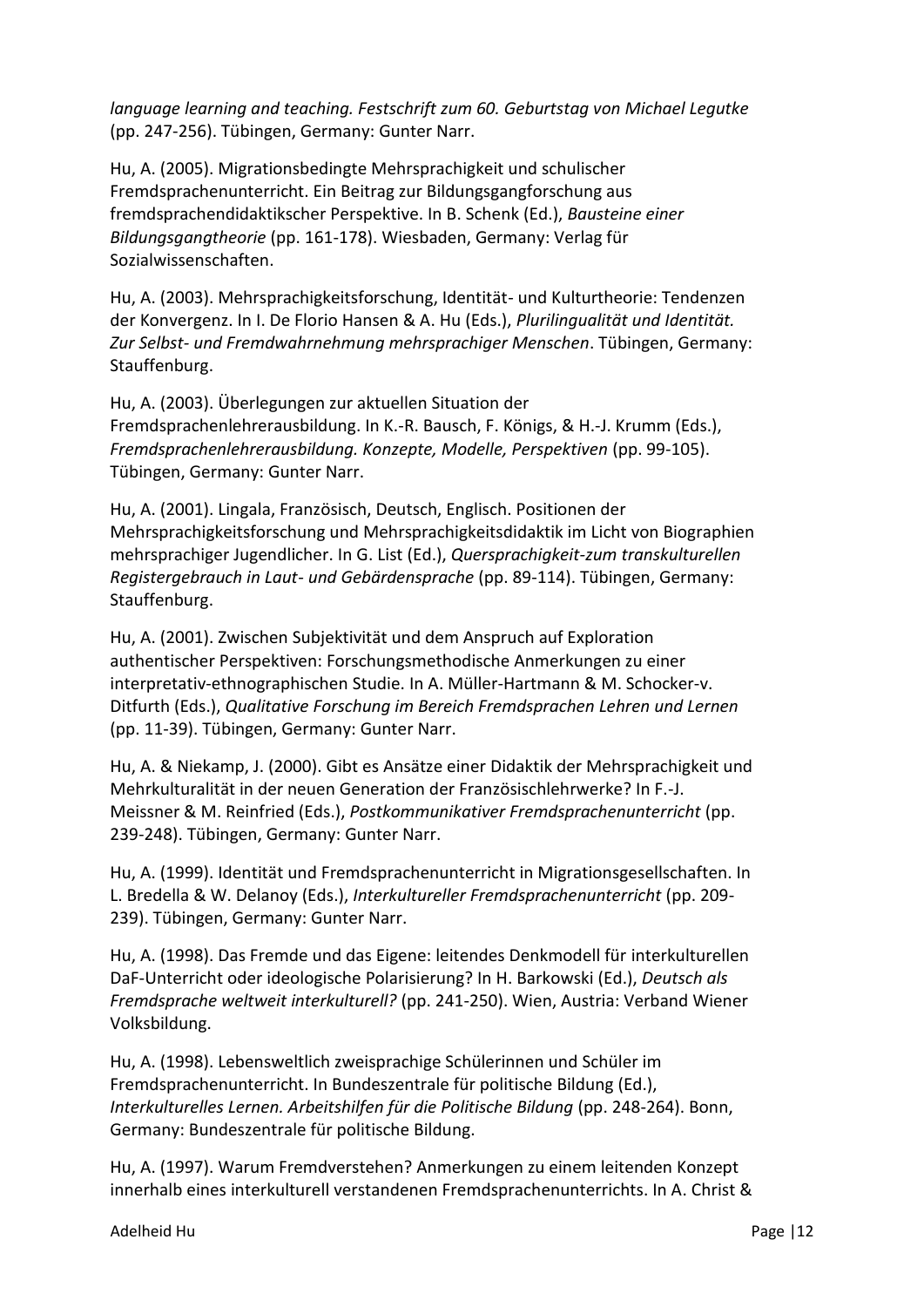*language learning and teaching. Festschrift zum 60. Geburtstag von Michael Legutke* (pp. 247-256). Tübingen, Germany: Gunter Narr.

Hu, A. (2005). Migrationsbedingte Mehrsprachigkeit und schulischer Fremdsprachenunterricht. Ein Beitrag zur Bildungsgangforschung aus fremdsprachendidaktikscher Perspektive. In B. Schenk (Ed.), *Bausteine einer Bildungsgangtheorie* (pp. 161-178). Wiesbaden, Germany: Verlag für Sozialwissenschaften.

Hu, A. (2003). Mehrsprachigkeitsforschung, Identität- und Kulturtheorie: Tendenzen der Konvergenz. In I. De Florio Hansen & A. Hu (Eds.), *Plurilingualität und Identität. Zur Selbst- und Fremdwahrnehmung mehrsprachiger Menschen*. Tübingen, Germany: Stauffenburg.

Hu, A. (2003). Überlegungen zur aktuellen Situation der Fremdsprachenlehrerausbildung. In K.-R. Bausch, F. Königs, & H.-J. Krumm (Eds.), *Fremdsprachenlehrerausbildung. Konzepte, Modelle, Perspektiven* (pp. 99-105). Tübingen, Germany: Gunter Narr.

Hu, A. (2001). Lingala, Französisch, Deutsch, Englisch. Positionen der Mehrsprachigkeitsforschung und Mehrsprachigkeitsdidaktik im Licht von Biographien mehrsprachiger Jugendlicher. In G. List (Ed.), *Quersprachigkeit-zum transkulturellen Registergebrauch in Laut- und Gebärdensprache* (pp. 89-114). Tübingen, Germany: Stauffenburg.

Hu, A. (2001). Zwischen Subjektivität und dem Anspruch auf Exploration authentischer Perspektiven: Forschungsmethodische Anmerkungen zu einer interpretativ-ethnographischen Studie. In A. Müller-Hartmann & M. Schocker-v. Ditfurth (Eds.), *Qualitative Forschung im Bereich Fremdsprachen Lehren und Lernen* (pp. 11-39). Tübingen, Germany: Gunter Narr.

Hu, A. & Niekamp, J. (2000). Gibt es Ansätze einer Didaktik der Mehrsprachigkeit und Mehrkulturalität in der neuen Generation der Französischlehrwerke? In F.-J. Meissner & M. Reinfried (Eds.), *Postkommunikativer Fremdsprachenunterricht* (pp. 239-248). Tübingen, Germany: Gunter Narr.

Hu, A. (1999). Identität und Fremdsprachenunterricht in Migrationsgesellschaften. In L. Bredella & W. Delanoy (Eds.), *Interkultureller Fremdsprachenunterricht* (pp. 209-239). Tübingen, Germany: Gunter Narr.

Hu, A. (1998). Das Fremde und das Eigene: leitendes Denkmodell für interkulturellen DaF-Unterricht oder ideologische Polarisierung? In H. Barkowski (Ed.), *Deutsch als Fremdsprache weltweit interkulturell?* (pp. 241-250). Wien, Austria: Verband Wiener Volksbildung.

Hu, A. (1998). Lebensweltlich zweisprachige Schülerinnen und Schüler im Fremdsprachenunterricht. In Bundeszentrale für politische Bildung (Ed.), *Interkulturelles Lernen. Arbeitshilfen für die Politische Bildung* (pp. 248-264). Bonn, Germany: Bundeszentrale für politische Bildung.

Hu, A. (1997). Warum Fremdverstehen? Anmerkungen zu einem leitenden Konzept innerhalb eines interkulturell verstandenen Fremdsprachenunterrichts. In A. Christ &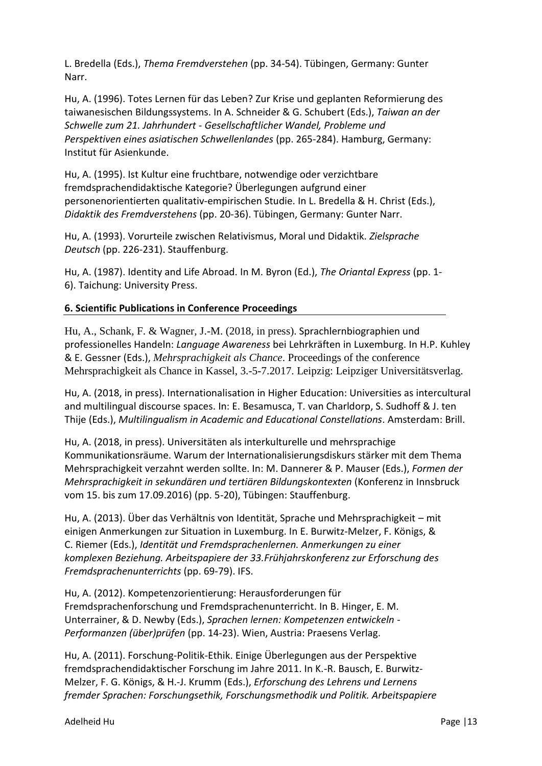L. Bredella (Eds.), *Thema Fremdverstehen* (pp. 34-54). Tübingen, Germany: Gunter Narr.

Hu, A. (1996). Totes Lernen für das Leben? Zur Krise und geplanten Reformierung des taiwanesischen Bildungssystems. In A. Schneider & G. Schubert (Eds.), *Taiwan an der Schwelle zum 21. Jahrhundert - Gesellschaftlicher Wandel, Probleme und Perspektiven eines asiatischen Schwellenlandes* (pp. 265-284). Hamburg, Germany: Institut für Asienkunde.

Hu, A. (1995). Ist Kultur eine fruchtbare, notwendige oder verzichtbare fremdsprachendidaktische Kategorie? Überlegungen aufgrund einer personenorientierten qualitativ-empirischen Studie. In L. Bredella & H. Christ (Eds.), *Didaktik des Fremdverstehens* (pp. 20-36). Tübingen, Germany: Gunter Narr.

Hu, A. (1993). Vorurteile zwischen Relativismus, Moral und Didaktik. *Zielsprache Deutsch* (pp. 226-231). Stauffenburg.

Hu, A. (1987). Identity and Life Abroad. In M. Byron (Ed.), *The Oriantal Express* (pp. 1-6). Taichung: University Press.

**6. Scientific Publications in Conference Proceedings**

Hu, A., Schank, F. & Wagner, J.-M. (2018, in press). Sprachlernbiographien und professionelles Handeln: *Language Awareness* bei Lehrkräften in Luxemburg. In H.P. Kuhley & E. Gessner (Eds.), *Mehrsprachigkeit als Chance*. Proceedings of the conference Mehrsprachigkeit als Chance in Kassel, 3.-5-7.2017. Leipzig: Leipziger Universitätsverlag.

Hu, A. (2018, in press). Internationalisation in Higher Education: Universities as intercultural and multilingual discourse spaces. In: E. Besamusca, T. van Charldorp, S. Sudhoff & J. ten Thije (Eds.), *Multilingualism in Academic and Educational Constellations*. Amsterdam: Brill.

Hu, A. (2018, in press). Universitäten als interkulturelle und mehrsprachige Kommunikationsräume. Warum der Internationalisierungsdiskurs stärker mit dem Thema Mehrsprachigkeit verzahnt werden sollte. In: M. Dannerer & P. Mauser (Eds.), *Formen der Mehrsprachigkeit in sekundären und tertiären Bildungskontexten* (Konferenz in Innsbruck vom 15. bis zum 17.09.2016) (pp. 5-20), Tübingen: Stauffenburg.

Hu, A. (2013). Über das Verhältnis von Identität, Sprache und Mehrsprachigkeit – mit einigen Anmerkungen zur Situation in Luxemburg. In E. Burwitz-Melzer, F. Königs, & C. Riemer (Eds.), *Identität und Fremdsprachenlernen. Anmerkungen zu einer komplexen Beziehung. Arbeitspapiere der 33.Frühjahrskonferenz zur Erforschung des Fremdsprachenunterrichts* (pp. 69-79). IFS.

Hu, A. (2012). Kompetenzorientierung: Herausforderungen für Fremdsprachenforschung und Fremdsprachenunterricht. In B. Hinger, E. M. Unterrainer, & D. Newby (Eds.), *Sprachen lernen: Kompetenzen entwickeln - Performanzen (über)prüfen* (pp. 14-23). Wien, Austria: Praesens Verlag.

Hu, A. (2011). Forschung-Politik-Ethik. Einige Überlegungen aus der Perspektive fremdsprachendidaktischer Forschung im Jahre 2011. In K.-R. Bausch, E. Burwitz-Melzer, F. G. Königs, & H.-J. Krumm (Eds.), *Erforschung des Lehrens und Lernens fremder Sprachen: Forschungsethik, Forschungsmethodik und Politik. Arbeitspapiere*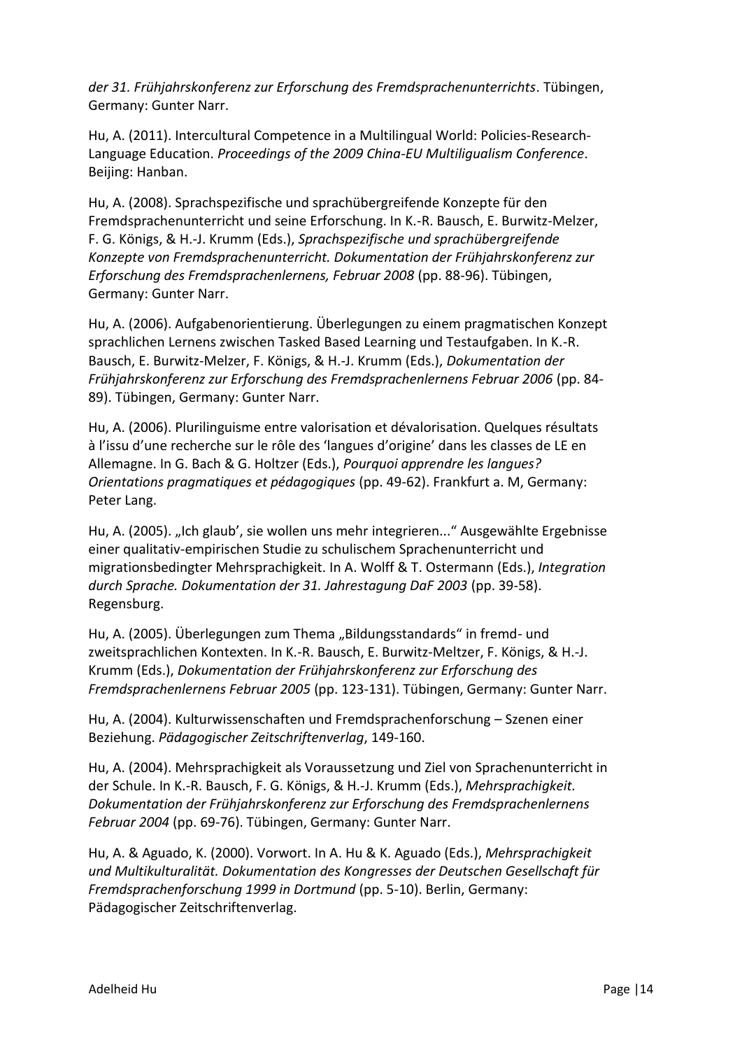*der 31. Frühjahrskonferenz zur Erforschung des Fremdsprachenunterrichts*. Tübingen, Germany: Gunter Narr.

Hu, A. (2011). Intercultural Competence in a Multilingual World: Policies-Research-Language Education. *Proceedings of the 2009 China-EU Multiligualism Conference*. Beijing: Hanban.

Hu, A. (2008). Sprachspezifische und sprachübergreifende Konzepte für den Fremdsprachenunterricht und seine Erforschung. In K.-R. Bausch, E. Burwitz-Melzer, F. G. Königs, & H.-J. Krumm (Eds.), *Sprachspezifische und sprachübergreifende Konzepte von Fremdsprachenunterricht. Dokumentation der Frühjahrskonferenz zur Erforschung des Fremdsprachenlernens, Februar 2008* (pp. 88-96). Tübingen, Germany: Gunter Narr.

Hu, A. (2006). Aufgabenorientierung. Überlegungen zu einem pragmatischen Konzept sprachlichen Lernens zwischen Tasked Based Learning und Testaufgaben. In K.-R. Bausch, E. Burwitz-Melzer, F. Königs, & H.-J. Krumm (Eds.), *Dokumentation der Frühjahrskonferenz zur Erforschung des Fremdsprachenlernens Februar 2006* (pp. 84-89). Tübingen, Germany: Gunter Narr.

Hu, A. (2006). Plurilinguisme entre valorisation et dévalorisation. Quelques résultats à l'issu d'une recherche sur le rôle des 'langues d'origine' dans les classes de LE en Allemagne. In G. Bach & G. Holtzer (Eds.), *Pourquoi apprendre les langues? Orientations pragmatiques et pédagogiques* (pp. 49-62). Frankfurt a. M, Germany: Peter Lang.

Hu, A. (2005). „Ich glaub', sie wollen uns mehr integrieren..." Ausgewählte Ergebnisse einer qualitativ-empirischen Studie zu schulischem Sprachenunterricht und migrationsbedingter Mehrsprachigkeit. In A. Wolff & T. Ostermann (Eds.), *Integration durch Sprache. Dokumentation der 31. Jahrestagung DaF 2003* (pp. 39-58). Regensburg.

Hu, A. (2005). Überlegungen zum Thema „Bildungsstandards" in fremd- und zweitsprachlichen Kontexten. In K.-R. Bausch, E. Burwitz-Meltzer, F. Königs, & H.-J. Krumm (Eds.), *Dokumentation der Frühjahrskonferenz zur Erforschung des Fremdsprachenlernens Februar 2005* (pp. 123-131). Tübingen, Germany: Gunter Narr.

Hu, A. (2004). Kulturwissenschaften und Fremdsprachenforschung – Szenen einer Beziehung. *Pädagogischer Zeitschriftenverlag*, 149-160.

Hu, A. (2004). Mehrsprachigkeit als Voraussetzung und Ziel von Sprachenunterricht in der Schule. In K.-R. Bausch, F. G. Königs, & H.-J. Krumm (Eds.), *Mehrsprachigkeit. Dokumentation der Frühjahrskonferenz zur Erforschung des Fremdsprachenlernens Februar 2004* (pp. 69-76). Tübingen, Germany: Gunter Narr.

Hu, A. & Aguado, K. (2000). Vorwort. In A. Hu & K. Aguado (Eds.), *Mehrsprachigkeit und Multikulturalität. Dokumentation des Kongresses der Deutschen Gesellschaft für Fremdsprachenforschung 1999 in Dortmund* (pp. 5-10). Berlin, Germany: Pädagogischer Zeitschriftenverlag.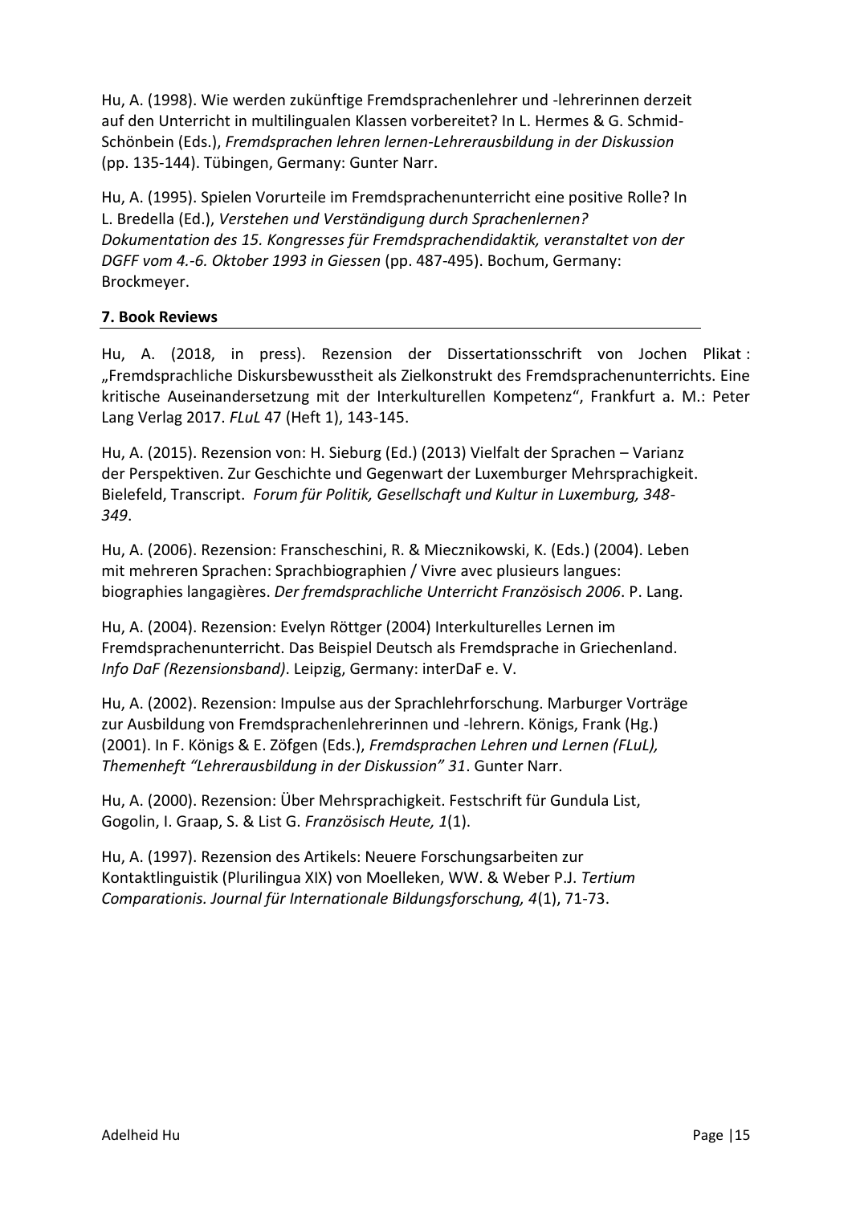Hu, A. (1998). Wie werden zukünftige Fremdsprachenlehrer und -lehrerinnen derzeit auf den Unterricht in multilingualen Klassen vorbereitet? In L. Hermes & G. Schmid-Schönbein (Eds.), *Fremdsprachen lehren lernen-Lehrerausbildung in der Diskussion* (pp. 135-144). Tübingen, Germany: Gunter Narr.

Hu, A. (1995). Spielen Vorurteile im Fremdsprachenunterricht eine positive Rolle? In L. Bredella (Ed.), *Verstehen und Verständigung durch Sprachenlernen? Dokumentation des 15. Kongresses für Fremdsprachendidaktik, veranstaltet von der DGFF vom 4.-6. Oktober 1993 in Giessen* (pp. 487-495). Bochum, Germany: Brockmeyer.

## 7. Book Reviews

Hu, A. (2018, in press). Rezension der Dissertationsschrift von Jochen Plikat : „Fremdsprachliche Diskursbewusstheit als Zielkonstrukt des Fremdsprachenunterrichts. Eine kritische Auseinandersetzung mit der Interkulturellen Kompetenz“, Frankfurt a. M.: Peter Lang Verlag 2017. *FLuL* 47 (Heft 1), 143-145.

Hu, A. (2015). Rezension von: H. Sieburg (Ed.) (2013) Vielfalt der Sprachen – Varianz der Perspektiven. Zur Geschichte und Gegenwart der Luxemburger Mehrsprachigkeit. Bielefeld, Transcript. *Forum für Politik, Gesellschaft und Kultur in Luxemburg, 348-349*.

Hu, A. (2006). Rezension: Franscheschini, R. & Miecznikowski, K. (Eds.) (2004). Leben mit mehreren Sprachen: Sprachbiographien / Vivre avec plusieurs langues: biographies langagières. *Der fremdsprachliche Unterricht Französisch 2006*. P. Lang.

Hu, A. (2004). Rezension: Evelyn Röttger (2004) Interkulturelles Lernen im Fremdsprachenunterricht. Das Beispiel Deutsch als Fremdsprache in Griechenland. *Info DaF (Rezensionsband)*. Leipzig, Germany: interDaF e. V.

Hu, A. (2002). Rezension: Impulse aus der Sprachlehrforschung. Marburger Vorträge zur Ausbildung von Fremdsprachenlehrerinnen und -lehrern. Königs, Frank (Hg.) (2001). In F. Königs & E. Zöfgen (Eds.), *Fremdsprachen Lehren und Lernen (FLuL), Themenheft “Lehrerausbildung in der Diskussion” 31*. Gunter Narr.

Hu, A. (2000). Rezension: Über Mehrsprachigkeit. Festschrift für Gundula List, Gogolin, I. Graap, S. & List G. *Französisch Heute, 1*(1).

Hu, A. (1997). Rezension des Artikels: Neuere Forschungsarbeiten zur Kontaktlinguistik (Plurilingua XIX) von Moelleken, WW. & Weber P.J. *Tertium Comparationis. Journal für Internationale Bildungsforschung, 4*(1), 71-73.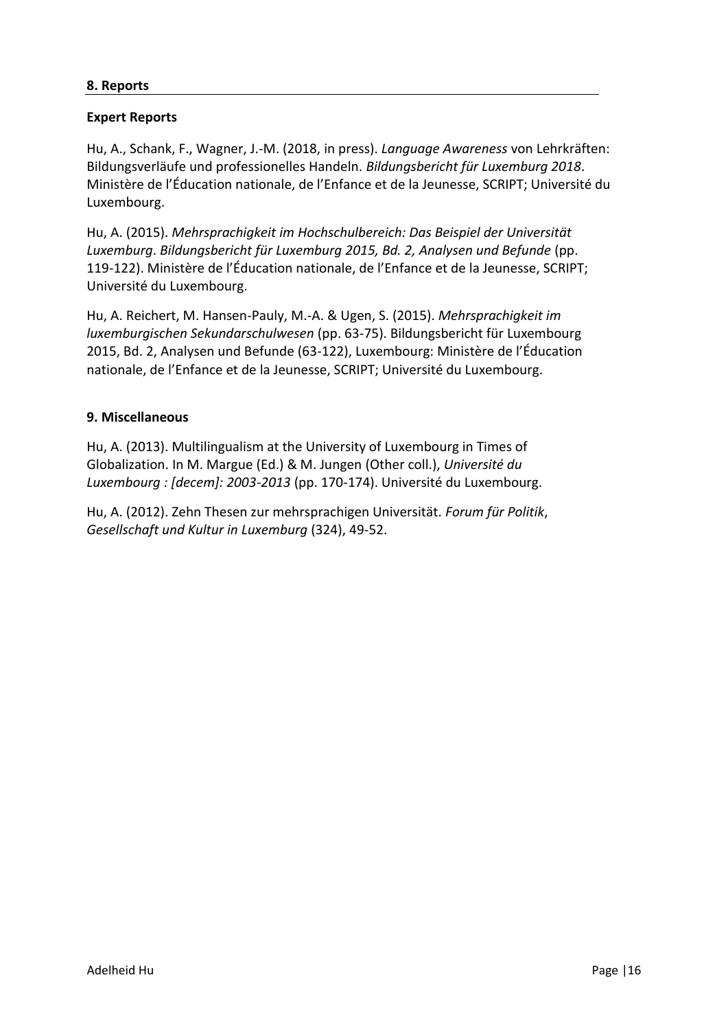## 8. Reports

### Expert Reports

Hu, A., Schank, F., Wagner, J.-M. (2018, in press). *Language Awareness* von Lehrkräften: Bildungsverläufe und professionelles Handeln. *Bildungsbericht für Luxemburg 2018*. Ministère de l'Éducation nationale, de l'Enfance et de la Jeunesse, SCRIPT; Université du Luxembourg.

Hu, A. (2015). *Mehrsprachigkeit im Hochschulbereich: Das Beispiel der Universität Luxemburg*. *Bildungsbericht für Luxemburg 2015, Bd. 2, Analysen und Befunde* (pp. 119-122). Ministère de l'Éducation nationale, de l'Enfance et de la Jeunesse, SCRIPT; Université du Luxembourg.

Hu, A. Reichert, M. Hansen-Pauly, M.-A. & Ugen, S. (2015). *Mehrsprachigkeit im luxemburgischen Sekundarschulwesen* (pp. 63-75). Bildungsbericht für Luxembourg 2015, Bd. 2, Analysen und Befunde (63-122), Luxembourg: Ministère de l'Éducation nationale, de l'Enfance et de la Jeunesse, SCRIPT; Université du Luxembourg.

## 9. Miscellaneous

Hu, A. (2013). Multilingualism at the University of Luxembourg in Times of Globalization. In M. Margue (Ed.) & M. Jungen (Other coll.), *Université du Luxembourg : [decem]: 2003-2013* (pp. 170-174). Université du Luxembourg.

Hu, A. (2012). Zehn Thesen zur mehrsprachigen Universität. *Forum für Politik*, *Gesellschaft und Kultur in Luxemburg* (324), 49-52.